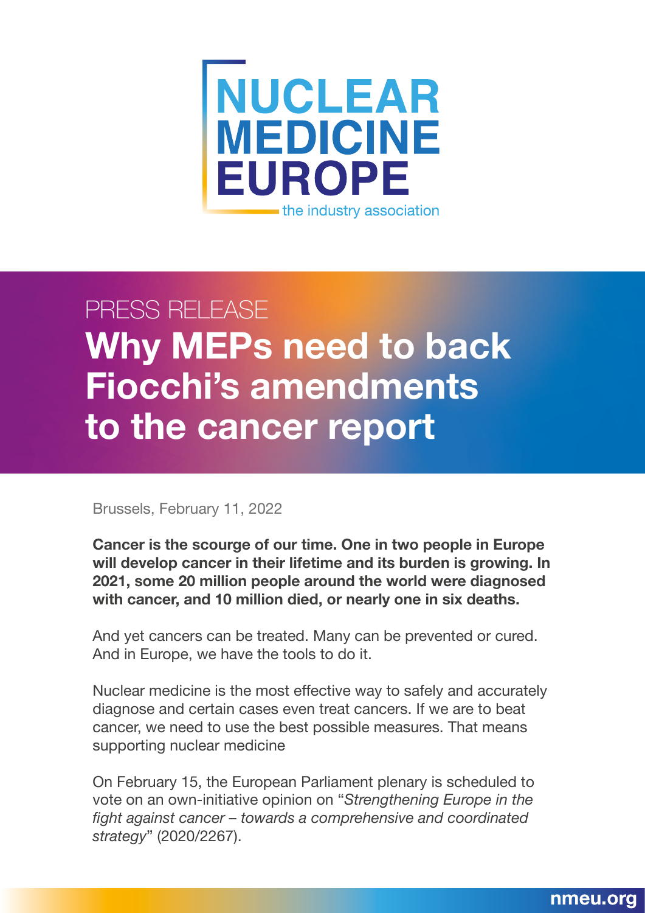NUCLEAR MEDICINE EUROPE
the industry association

PRESS RELEASE

# Why MEPs need to back Fiocchi's amendments to the cancer report

Brussels, February 11, 2022

**Cancer is the scourge of our time. One in two people in Europe will develop cancer in their lifetime and its burden is growing. In 2021, some 20 million people around the world were diagnosed with cancer, and 10 million died, or nearly one in six deaths.**

And yet cancers can be treated. Many can be prevented or cured. And in Europe, we have the tools to do it.

Nuclear medicine is the most effective way to safely and accurately diagnose and certain cases even treat cancers. If we are to beat cancer, we need to use the best possible measures. That means supporting nuclear medicine

On February 15, the European Parliament plenary is scheduled to vote on an own-initiative opinion on "*Strengthening Europe in the fight against cancer – towards a comprehensive and coordinated strategy*" (2020/2267).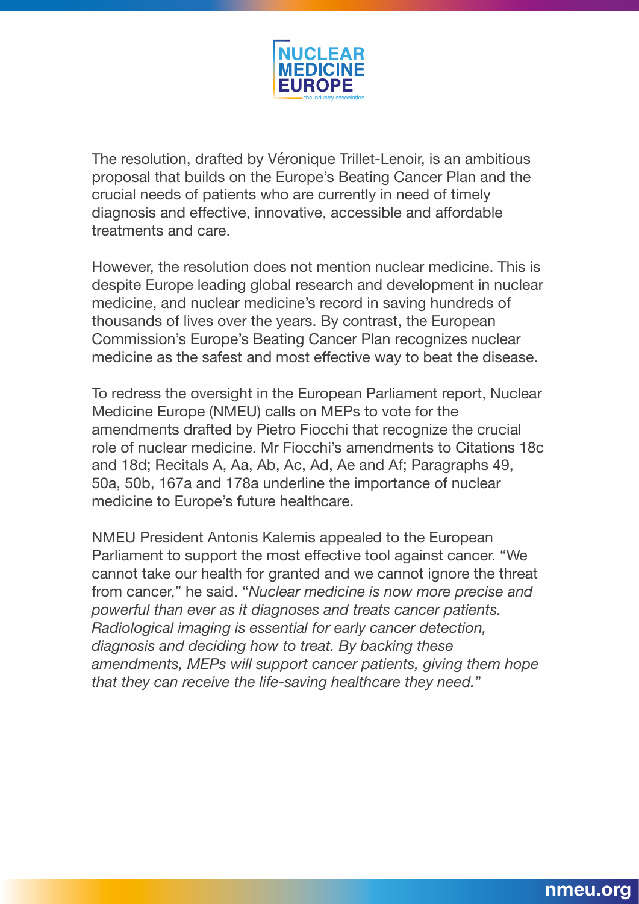The resolution, drafted by Véronique Trillet-Lenoir, is an ambitious proposal that builds on the Europe's Beating Cancer Plan and the crucial needs of patients who are currently in need of timely diagnosis and effective, innovative, accessible and affordable treatments and care.

However, the resolution does not mention nuclear medicine. This is despite Europe leading global research and development in nuclear medicine, and nuclear medicine's record in saving hundreds of thousands of lives over the years. By contrast, the European Commission's Europe's Beating Cancer Plan recognizes nuclear medicine as the safest and most effective way to beat the disease.

To redress the oversight in the European Parliament report, Nuclear Medicine Europe (NMEU) calls on MEPs to vote for the amendments drafted by Pietro Fiocchi that recognize the crucial role of nuclear medicine. Mr Fiocchi's amendments to Citations 18c and 18d; Recitals A, Aa, Ab, Ac, Ad, Ae and Af; Paragraphs 49, 50a, 50b, 167a and 178a underline the importance of nuclear medicine to Europe's future healthcare.

NMEU President Antonis Kalemis appealed to the European Parliament to support the most effective tool against cancer. "We cannot take our health for granted and we cannot ignore the threat from cancer," he said. "*Nuclear medicine is now more precise and powerful than ever as it diagnoses and treats cancer patients. Radiological imaging is essential for early cancer detection, diagnosis and deciding how to treat. By backing these amendments, MEPs will support cancer patients, giving them hope that they can receive the life-saving healthcare they need.*"